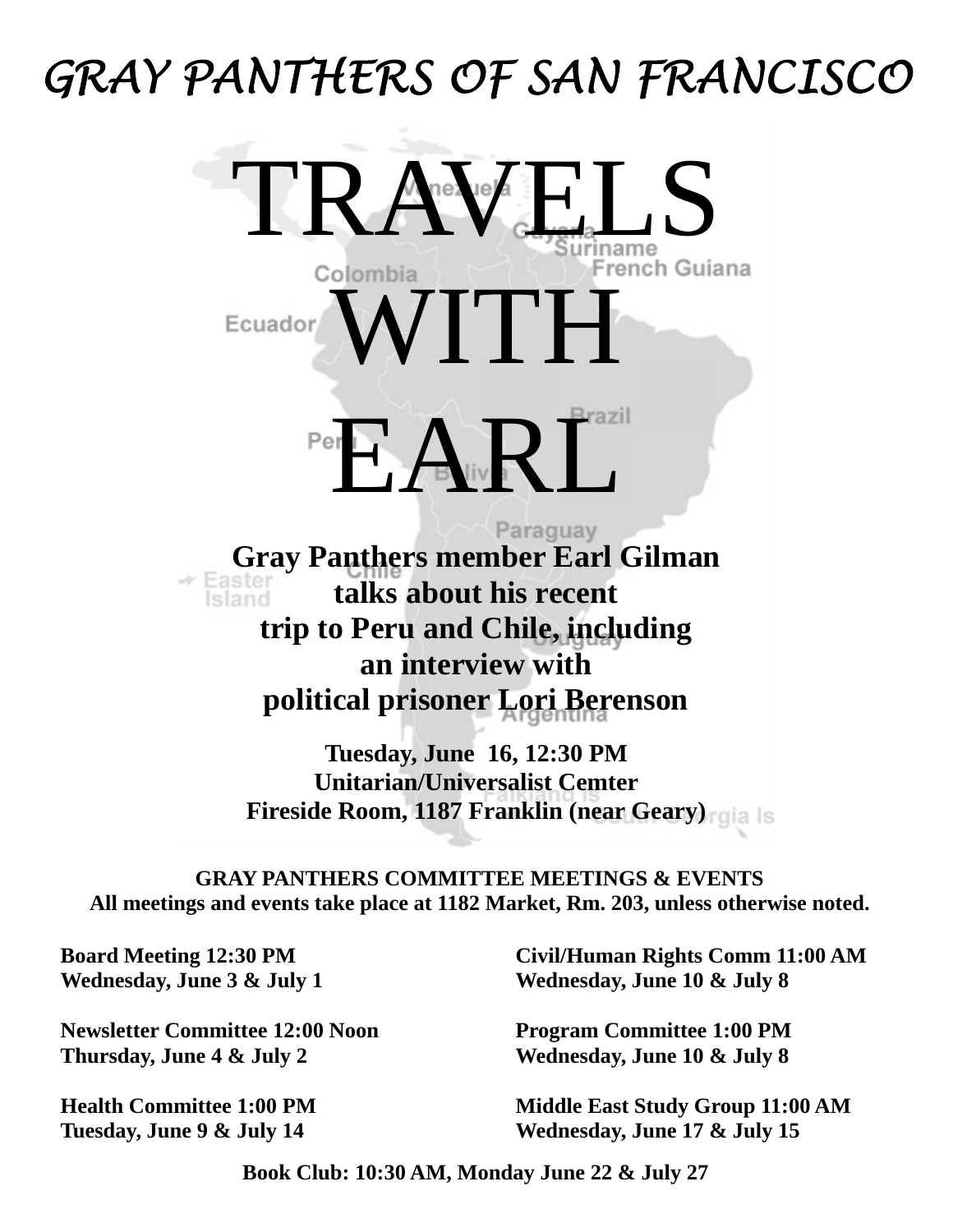# GRAY PANTHERS OF SAN FRANCISCO

# TRAVELS WITH EARL

**Gray Panthers member Earl Gilman talks about his recent trip to Peru and Chile, including an interview with political prisoner Lori Berenson**

**Tuesday, June 16, 12:30 PM**
**Unitarian/Universalist Cemter**
**Fireside Room, 1187 Franklin (near Geary)**

**GRAY PANTHERS COMMITTEE MEETINGS & EVENTS**
**All meetings and events take place at 1182 Market, Rm. 203, unless otherwise noted.**

**Board Meeting 12:30 PM**
**Wednesday, June 3 & July 1**

**Newsletter Committee 12:00 Noon**
**Thursday, June 4 & July 2**

**Health Committee 1:00 PM**
**Tuesday, June 9 & July 14**

**Civil/Human Rights Comm 11:00 AM**
**Wednesday, June 10 & July 8**

**Program Committee 1:00 PM**
**Wednesday, June 10 & July 8**

**Middle East Study Group 11:00 AM**
**Wednesday, June 17 & July 15**

**Book Club: 10:30 AM, Monday June 22 & July 27**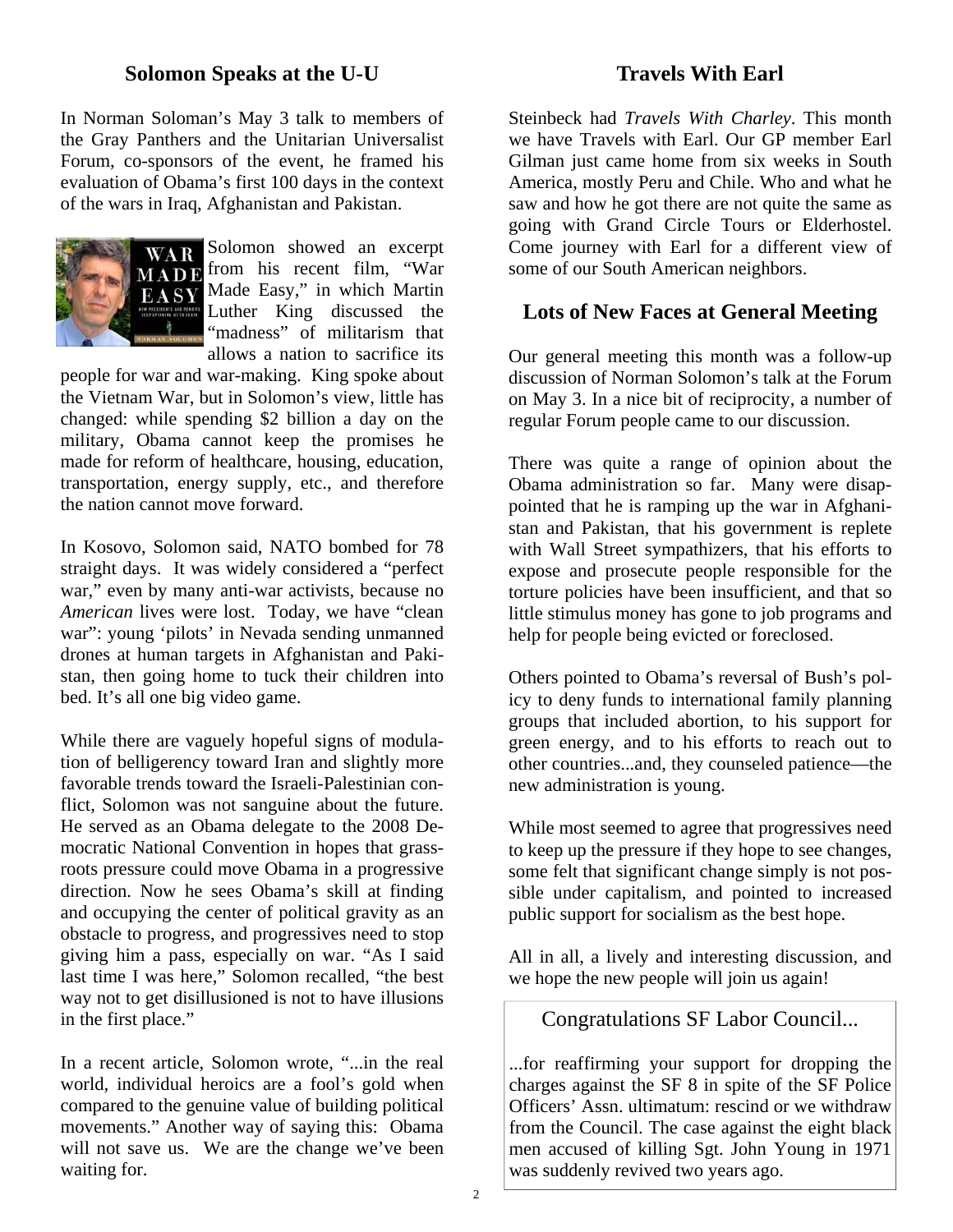## Solomon Speaks at the U-U

In Norman Soloman's May 3 talk to members of the Gray Panthers and the Unitarian Universalist Forum, co-sponsors of the event, he framed his evaluation of Obama's first 100 days in the context of the wars in Iraq, Afghanistan and Pakistan.

Solomon showed an excerpt from his recent film, "War Made Easy," in which Martin Luther King discussed the "madness" of militarism that allows a nation to sacrifice its people for war and war-making. King spoke about the Vietnam War, but in Solomon's view, little has changed: while spending $2 billion a day on the military, Obama cannot keep the promises he made for reform of healthcare, housing, education, transportation, energy supply, etc., and therefore the nation cannot move forward.

In Kosovo, Solomon said, NATO bombed for 78 straight days. It was widely considered a "perfect war," even by many anti-war activists, because no *American* lives were lost. Today, we have "clean war": young 'pilots' in Nevada sending unmanned drones at human targets in Afghanistan and Pakistan, then going home to tuck their children into bed. It's all one big video game.

While there are vaguely hopeful signs of modulation of belligerency toward Iran and slightly more favorable trends toward the Israeli-Palestinian conflict, Solomon was not sanguine about the future. He served as an Obama delegate to the 2008 Democratic National Convention in hopes that grassroots pressure could move Obama in a progressive direction. Now he sees Obama's skill at finding and occupying the center of political gravity as an obstacle to progress, and progressives need to stop giving him a pass, especially on war. "As I said last time I was here," Solomon recalled, "the best way not to get disillusioned is not to have illusions in the first place."

In a recent article, Solomon wrote, "...in the real world, individual heroics are a fool's gold when compared to the genuine value of building political movements." Another way of saying this: Obama will not save us. We are the change we've been waiting for.

## Travels With Earl

Steinbeck had *Travels With Charley*. This month we have Travels with Earl. Our GP member Earl Gilman just came home from six weeks in South America, mostly Peru and Chile. Who and what he saw and how he got there are not quite the same as going with Grand Circle Tours or Elderhostel. Come journey with Earl for a different view of some of our South American neighbors.

## Lots of New Faces at General Meeting

Our general meeting this month was a follow-up discussion of Norman Solomon's talk at the Forum on May 3. In a nice bit of reciprocity, a number of regular Forum people came to our discussion.

There was quite a range of opinion about the Obama administration so far. Many were disappointed that he is ramping up the war in Afghanistan and Pakistan, that his government is replete with Wall Street sympathizers, that his efforts to expose and prosecute people responsible for the torture policies have been insufficient, and that so little stimulus money has gone to job programs and help for people being evicted or foreclosed.

Others pointed to Obama's reversal of Bush's policy to deny funds to international family planning groups that included abortion, to his support for green energy, and to his efforts to reach out to other countries...and, they counseled patience—the new administration is young.

While most seemed to agree that progressives need to keep up the pressure if they hope to see changes, some felt that significant change simply is not possible under capitalism, and pointed to increased public support for socialism as the best hope.

All in all, a lively and interesting discussion, and we hope the new people will join us again!

### Congratulations SF Labor Council...

...for reaffirming your support for dropping the charges against the SF 8 in spite of the SF Police Officers' Assn. ultimatum: rescind or we withdraw from the Council. The case against the eight black men accused of killing Sgt. John Young in 1971 was suddenly revived two years ago.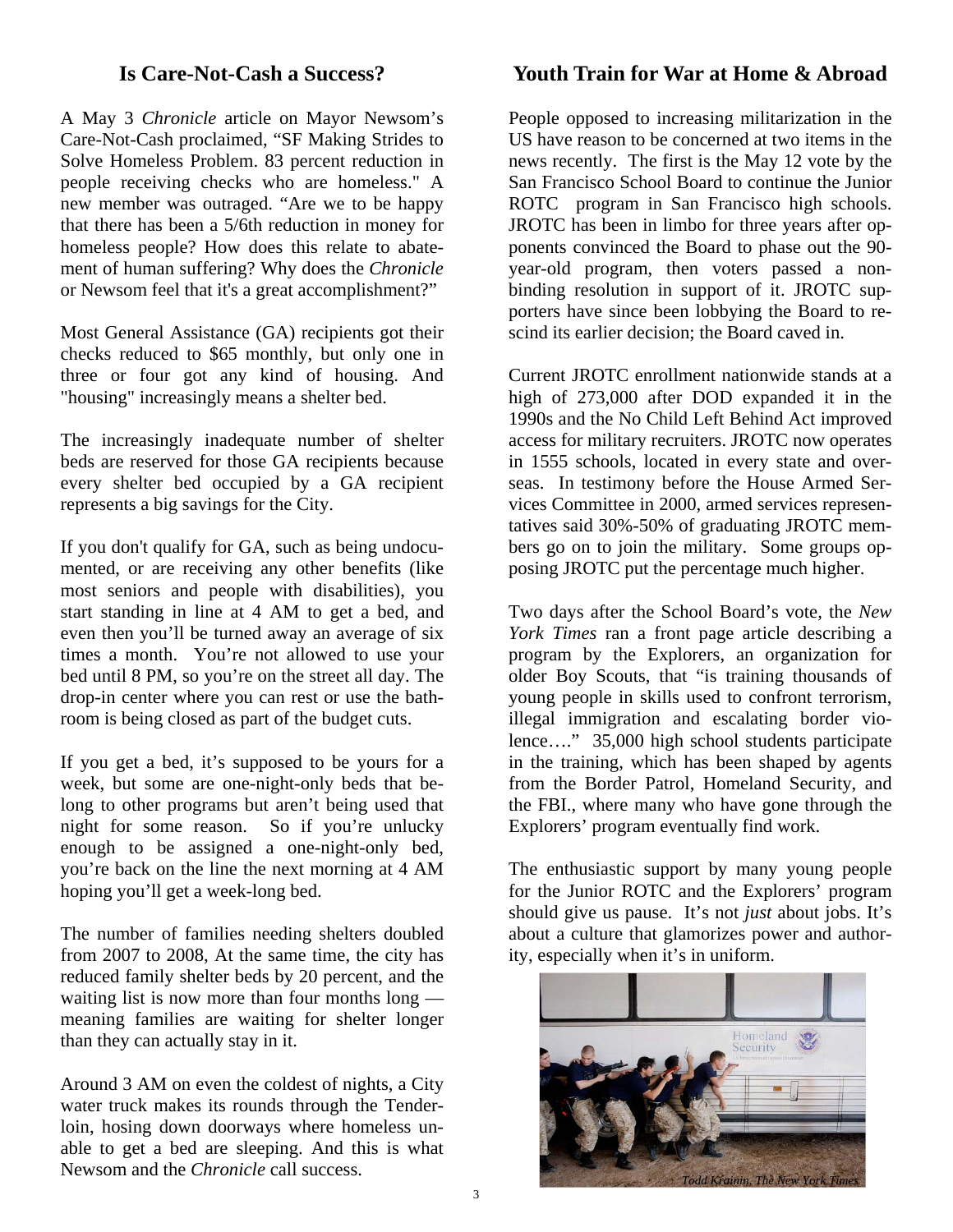## Is Care-Not-Cash a Success?

A May 3 *Chronicle* article on Mayor Newsom's Care-Not-Cash proclaimed, "SF Making Strides to Solve Homeless Problem. 83 percent reduction in people receiving checks who are homeless." A new member was outraged. "Are we to be happy that there has been a 5/6th reduction in money for homeless people? How does this relate to abatement of human suffering? Why does the *Chronicle* or Newsom feel that it's a great accomplishment?"

Most General Assistance (GA) recipients got their checks reduced to $65 monthly, but only one in three or four got any kind of housing. And "housing" increasingly means a shelter bed.

The increasingly inadequate number of shelter beds are reserved for those GA recipients because every shelter bed occupied by a GA recipient represents a big savings for the City.

If you don't qualify for GA, such as being undocumented, or are receiving any other benefits (like most seniors and people with disabilities), you start standing in line at 4 AM to get a bed, and even then you'll be turned away an average of six times a month. You're not allowed to use your bed until 8 PM, so you're on the street all day. The drop-in center where you can rest or use the bathroom is being closed as part of the budget cuts.

If you get a bed, it's supposed to be yours for a week, but some are one-night-only beds that belong to other programs but aren't being used that night for some reason. So if you're unlucky enough to be assigned a one-night-only bed, you're back on the line the next morning at 4 AM hoping you'll get a week-long bed.

The number of families needing shelters doubled from 2007 to 2008, At the same time, the city has reduced family shelter beds by 20 percent, and the waiting list is now more than four months long — meaning families are waiting for shelter longer than they can actually stay in it.

Around 3 AM on even the coldest of nights, a City water truck makes its rounds through the Tenderloin, hosing down doorways where homeless unable to get a bed are sleeping. And this is what Newsom and the *Chronicle* call success.

## Youth Train for War at Home & Abroad

People opposed to increasing militarization in the US have reason to be concerned at two items in the news recently. The first is the May 12 vote by the San Francisco School Board to continue the Junior ROTC program in San Francisco high schools. JROTC has been in limbo for three years after opponents convinced the Board to phase out the 90-year-old program, then voters passed a non-binding resolution in support of it. JROTC supporters have since been lobbying the Board to rescind its earlier decision; the Board caved in.

Current JROTC enrollment nationwide stands at a high of 273,000 after DOD expanded it in the 1990s and the No Child Left Behind Act improved access for military recruiters. JROTC now operates in 1555 schools, located in every state and overseas. In testimony before the House Armed Services Committee in 2000, armed services representatives said 30%-50% of graduating JROTC members go on to join the military. Some groups opposing JROTC put the percentage much higher.

Two days after the School Board's vote, the *New York Times* ran a front page article describing a program by the Explorers, an organization for older Boy Scouts, that "is training thousands of young people in skills used to confront terrorism, illegal immigration and escalating border violence…." 35,000 high school students participate in the training, which has been shaped by agents from the Border Patrol, Homeland Security, and the FBI., where many who have gone through the Explorers' program eventually find work.

The enthusiastic support by many young people for the Junior ROTC and the Explorers' program should give us pause. It's not *just* about jobs. It's about a culture that glamorizes power and authority, especially when it's in uniform.

*Todd Krainin, The New York Times*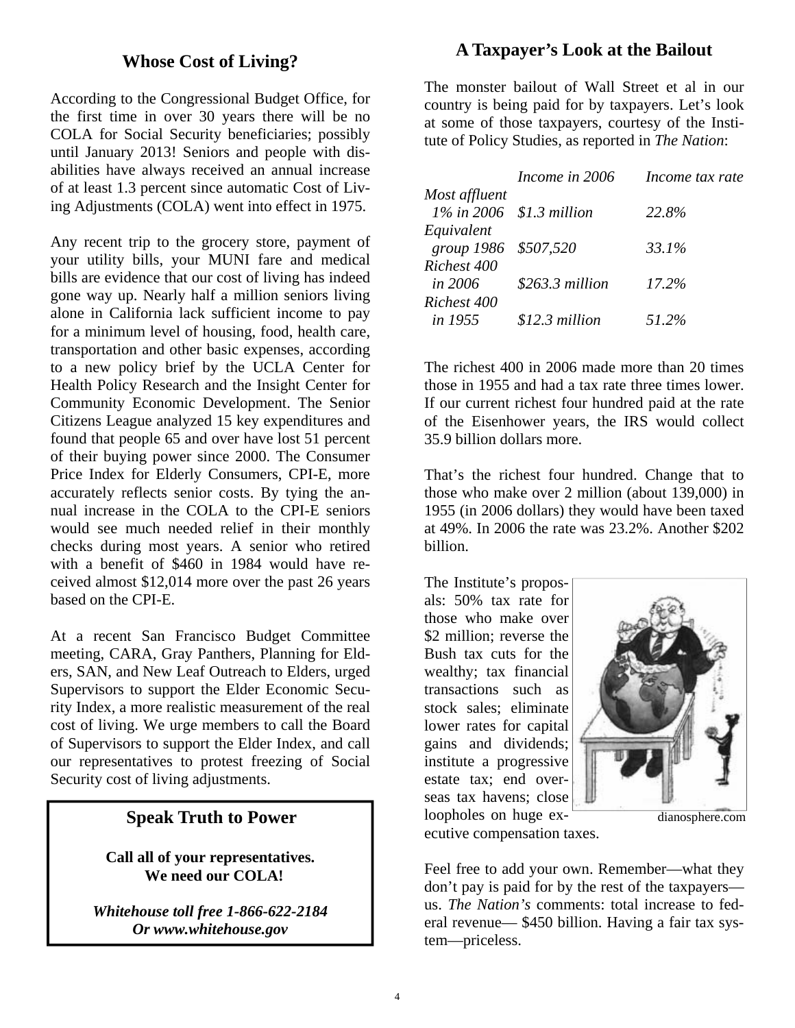## Whose Cost of Living?

According to the Congressional Budget Office, for the first time in over 30 years there will be no COLA for Social Security beneficiaries; possibly until January 2013! Seniors and people with disabilities have always received an annual increase of at least 1.3 percent since automatic Cost of Living Adjustments (COLA) went into effect in 1975.

Any recent trip to the grocery store, payment of your utility bills, your MUNI fare and medical bills are evidence that our cost of living has indeed gone way up. Nearly half a million seniors living alone in California lack sufficient income to pay for a minimum level of housing, food, health care, transportation and other basic expenses, according to a new policy brief by the UCLA Center for Health Policy Research and the Insight Center for Community Economic Development. The Senior Citizens League analyzed 15 key expenditures and found that people 65 and over have lost 51 percent of their buying power since 2000. The Consumer Price Index for Elderly Consumers, CPI-E, more accurately reflects senior costs. By tying the annual increase in the COLA to the CPI-E seniors would see much needed relief in their monthly checks during most years. A senior who retired with a benefit of $460 in 1984 would have received almost $12,014 more over the past 26 years based on the CPI-E.

At a recent San Francisco Budget Committee meeting, CARA, Gray Panthers, Planning for Elders, SAN, and New Leaf Outreach to Elders, urged Supervisors to support the Elder Economic Security Index, a more realistic measurement of the real cost of living. We urge members to call the Board of Supervisors to support the Elder Index, and call our representatives to protest freezing of Social Security cost of living adjustments.

### Speak Truth to Power

**Call all of your representatives.**
**We need our COLA!**

***Whitehouse toll free 1-866-622-2184***
***Or www.whitehouse.gov***

## A Taxpayer's Look at the Bailout

The monster bailout of Wall Street et al in our country is being paid for by taxpayers. Let's look at some of those taxpayers, courtesy of the Institute of Policy Studies, as reported in *The Nation*:

| | *Income in 2006* | *Income tax rate* |
|---|---|---|
| *Most affluent 1% in 2006* | *$1.3 million* | *22.8%* |
| *Equivalent group 1986* | *$507,520* | *33.1%* |
| *Richest 400 in 2006* | *$263.3 million* | *17.2%* |
| *Richest 400 in 1955* | *$12.3 million* | *51.2%* |

The richest 400 in 2006 made more than 20 times those in 1955 and had a tax rate three times lower. If our current richest four hundred paid at the rate of the Eisenhower years, the IRS would collect 35.9 billion dollars more.

That's the richest four hundred. Change that to those who make over 2 million (about 139,000) in 1955 (in 2006 dollars) they would have been taxed at 49%. In 2006 the rate was 23.2%. Another $202 billion.

The Institute's proposals: 50% tax rate for those who make over $2 million; reverse the Bush tax cuts for the wealthy; tax financial transactions such as stock sales; eliminate lower rates for capital gains and dividends; institute a progressive estate tax; end overseas tax havens; close loopholes on huge executive compensation taxes.

dianosphere.com

Feel free to add your own. Remember—what they don't pay is paid for by the rest of the taxpayers—us. *The Nation's* comments: total increase to federal revenue— $450 billion. Having a fair tax system—priceless.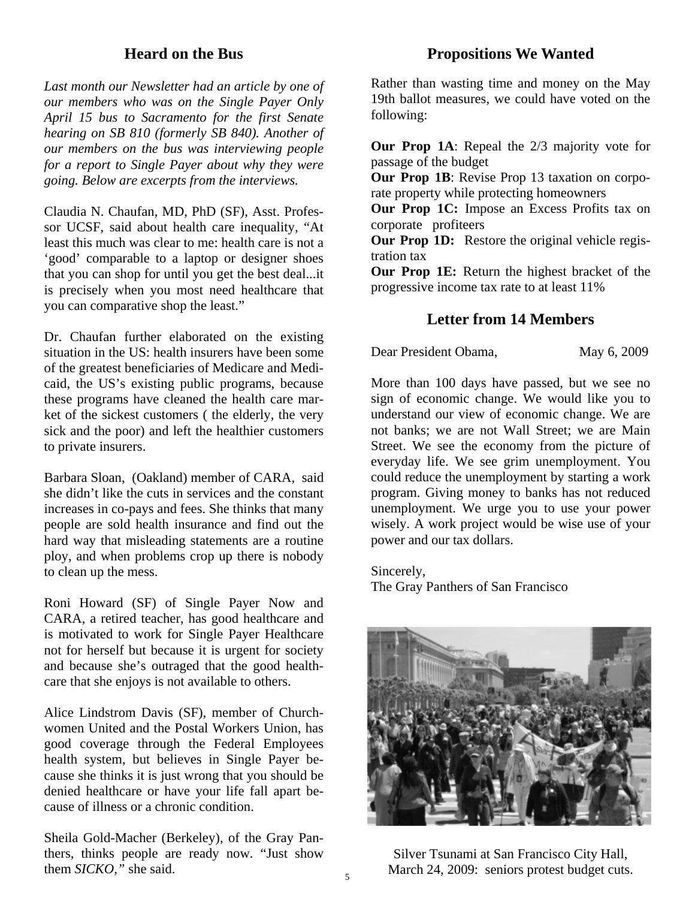## Heard on the Bus

*Last month our Newsletter had an article by one of our members who was on the Single Payer Only April 15 bus to Sacramento for the first Senate hearing on SB 810 (formerly SB 840). Another of our members on the bus was interviewing people for a report to Single Payer about why they were going. Below are excerpts from the interviews.*

Claudia N. Chaufan, MD, PhD (SF), Asst. Professor UCSF, said about health care inequality, "At least this much was clear to me: health care is not a 'good' comparable to a laptop or designer shoes that you can shop for until you get the best deal...it is precisely when you most need healthcare that you can comparative shop the least."

Dr. Chaufan further elaborated on the existing situation in the US: health insurers have been some of the greatest beneficiaries of Medicare and Medicaid, the US's existing public programs, because these programs have cleaned the health care market of the sickest customers ( the elderly, the very sick and the poor) and left the healthier customers to private insurers.

Barbara Sloan, (Oakland) member of CARA, said she didn't like the cuts in services and the constant increases in co-pays and fees. She thinks that many people are sold health insurance and find out the hard way that misleading statements are a routine ploy, and when problems crop up there is nobody to clean up the mess.

Roni Howard (SF) of Single Payer Now and CARA, a retired teacher, has good healthcare and is motivated to work for Single Payer Healthcare not for herself but because it is urgent for society and because she's outraged that the good healthcare that she enjoys is not available to others.

Alice Lindstrom Davis (SF), member of Churchwomen United and the Postal Workers Union, has good coverage through the Federal Employees health system, but believes in Single Payer because she thinks it is just wrong that you should be denied healthcare or have your life fall apart because of illness or a chronic condition.

Sheila Gold-Macher (Berkeley), of the Gray Panthers, thinks people are ready now. "Just show them *SICKO,"* she said.

## Propositions We Wanted

Rather than wasting time and money on the May 19th ballot measures, we could have voted on the following:

**Our Prop 1A**: Repeal the 2/3 majority vote for passage of the budget
**Our Prop 1B**: Revise Prop 13 taxation on corporate property while protecting homeowners
**Our Prop 1C:** Impose an Excess Profits tax on corporate profiteers
**Our Prop 1D:** Restore the original vehicle registration tax
**Our Prop 1E:** Return the highest bracket of the progressive income tax rate to at least 11%

## Letter from 14 Members

Dear President Obama, May 6, 2009

More than 100 days have passed, but we see no sign of economic change. We would like you to understand our view of economic change. We are not banks; we are not Wall Street; we are Main Street. We see the economy from the picture of everyday life. We see grim unemployment. You could reduce the unemployment by starting a work program. Giving money to banks has not reduced unemployment. We urge you to use your power wisely. A work project would be wise use of your power and our tax dollars.

Sincerely,
The Gray Panthers of San Francisco

Silver Tsunami at San Francisco City Hall, March 24, 2009: seniors protest budget cuts.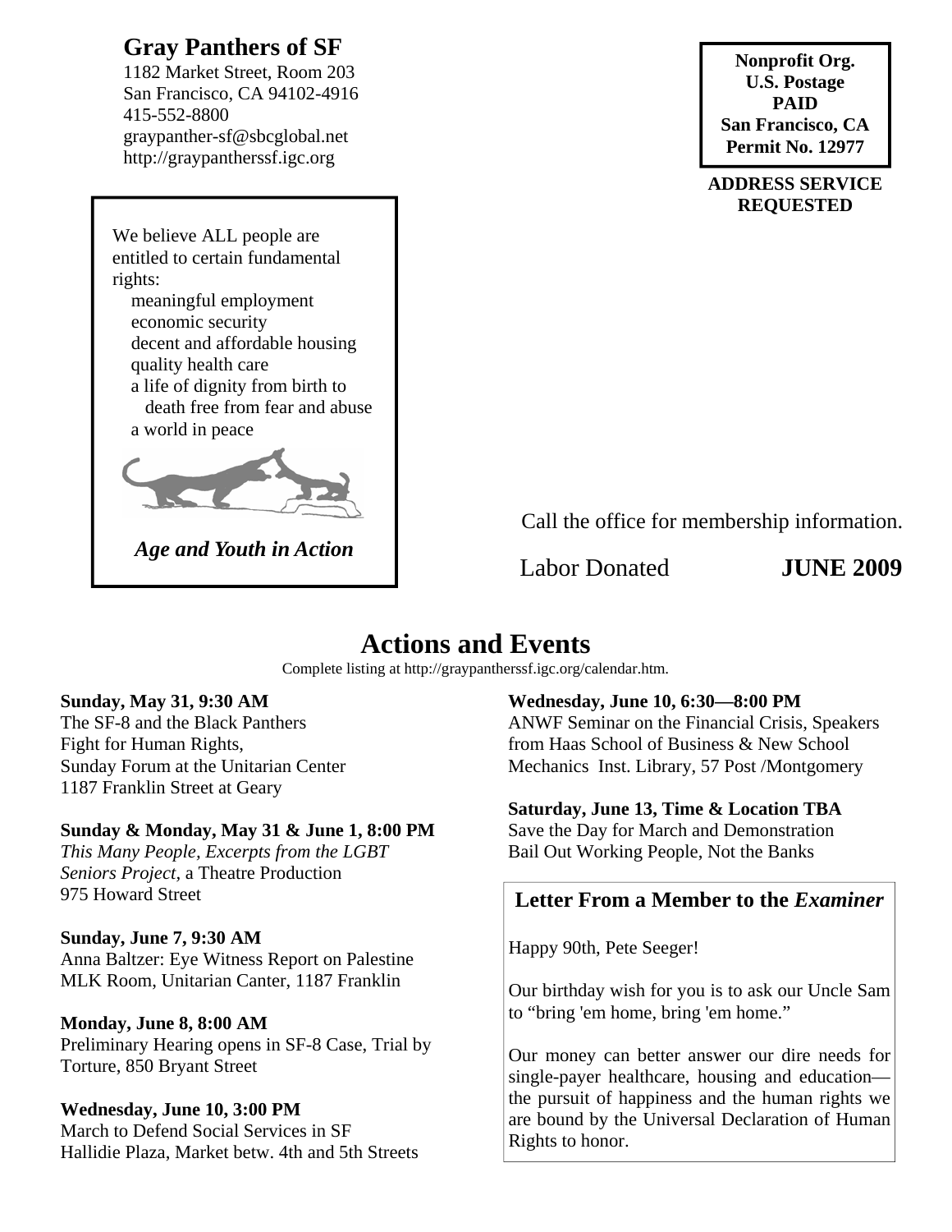**Gray Panthers of SF**
1182 Market Street, Room 203
San Francisco, CA 94102-4916
415-552-8800
graypanther-sf@sbcglobal.net
http://graypantherssf.igc.org

**Nonprofit Org.**
**U.S. Postage**
**PAID**
**San Francisco, CA**
**Permit No. 12977**

**ADDRESS SERVICE REQUESTED**

We believe ALL people are entitled to certain fundamental rights:

- meaningful employment
- economic security
- decent and affordable housing
- quality health care
- a life of dignity from birth to death free from fear and abuse
- a world in peace

***Age and Youth in Action***

Call the office for membership information.

Labor Donated **JUNE 2009**

# Actions and Events

Complete listing at http://graypantherssf.igc.org/calendar.htm.

**Sunday, May 31, 9:30 AM**
The SF-8 and the Black Panthers Fight for Human Rights,
Sunday Forum at the Unitarian Center
1187 Franklin Street at Geary

**Sunday & Monday, May 31 & June 1, 8:00 PM**
*This Many People, Excerpts from the LGBT Seniors Project,* a Theatre Production
975 Howard Street

**Sunday, June 7, 9:30 AM**
Anna Baltzer: Eye Witness Report on Palestine
MLK Room, Unitarian Canter, 1187 Franklin

**Monday, June 8, 8:00 AM**
Preliminary Hearing opens in SF-8 Case, Trial by Torture, 850 Bryant Street

**Wednesday, June 10, 3:00 PM**
March to Defend Social Services in SF
Hallidie Plaza, Market betw. 4th and 5th Streets

**Wednesday, June 10, 6:30—8:00 PM**
ANWF Seminar on the Financial Crisis, Speakers from Haas School of Business & New School
Mechanics Inst. Library, 57 Post /Montgomery

**Saturday, June 13, Time & Location TBA**
Save the Day for March and Demonstration
Bail Out Working People, Not the Banks

## Letter From a Member to the *Examiner*

Happy 90th, Pete Seeger!

Our birthday wish for you is to ask our Uncle Sam to "bring 'em home, bring 'em home."

Our money can better answer our dire needs for single-payer healthcare, housing and education—the pursuit of happiness and the human rights we are bound by the Universal Declaration of Human Rights to honor.